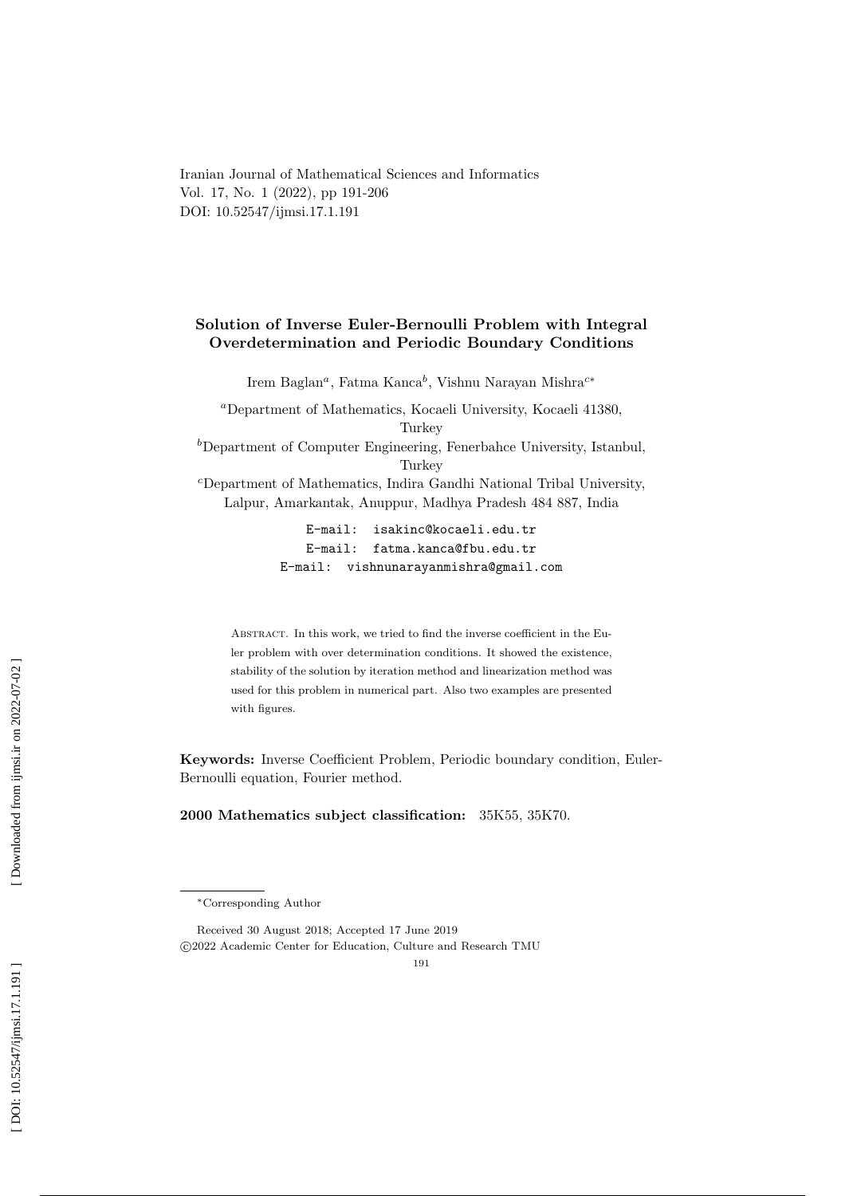Iranian Journal of Mathematical Sciences and Informatics
Vol. 17, No. 1 (2022), pp 191-206
DOI: 10.52547/ijmsi.17.1.191

# Solution of Inverse Euler-Bernoulli Problem with Integral Overdetermination and Periodic Boundary Conditions

Irem Baglan[a], Fatma Kanca[b], Vishnu Narayan Mishra[c*]

[a]Department of Mathematics, Kocaeli University, Kocaeli 41380, Turkey
[b]Department of Computer Engineering, Fenerbahce University, Istanbul, Turkey
[c]Department of Mathematics, Indira Gandhi National Tribal University, Lalpur, Amarkantak, Anuppur, Madhya Pradesh 484 887, India

E-mail: isakinc@kocaeli.edu.tr
E-mail: fatma.kanca@fbu.edu.tr
E-mail: vishnunarayanmishra@gmail.com

Abstract. In this work, we tried to find the inverse coefficient in the Euler problem with over determination conditions. It showed the existence, stability of the solution by iteration method and linearization method was used for this problem in numerical part. Also two examples are presented with figures.

**Keywords:** Inverse Coefficient Problem, Periodic boundary condition, Euler-Bernoulli equation, Fourier method.

**2000 Mathematics subject classification:** 35K55, 35K70.

*Corresponding Author

Received 30 August 2018; Accepted 17 June 2019
©2022 Academic Center for Education, Culture and Research TMU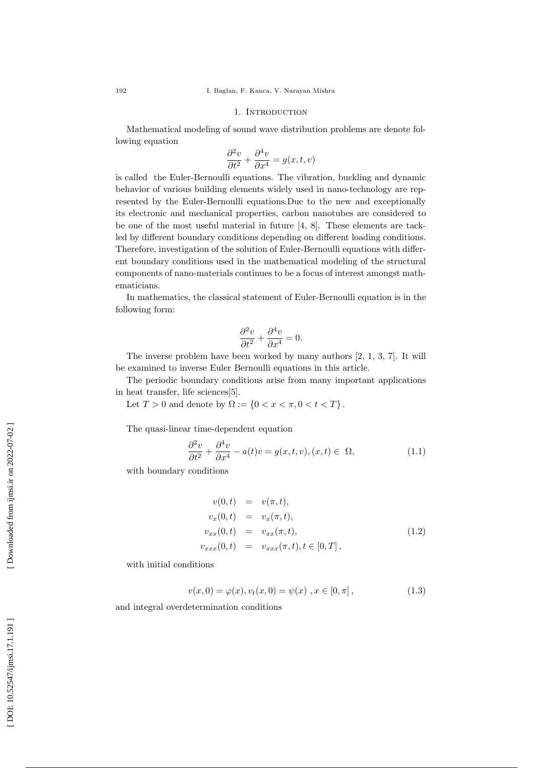## 1. Introduction

Mathematical modeling of sound wave distribution problems are denote following equation

$$\frac{\partial^2 v}{\partial t^2} + \frac{\partial^4 v}{\partial x^4} = g(x,t,v)$$

is called the Euler-Bernoulli equations. The vibration, buckling and dynamic behavior of various building elements widely used in nano-technology are represented by the Euler-Bernoulli equations.Due to the new and exceptionally its electronic and mechanical properties, carbon nanotubes are considered to be one of the most useful material in future [4, 8]. These elements are tackled by different boundary conditions depending on different loading conditions. Therefore, investigation of the solution of Euler-Bernoulli equations with different boundary conditions used in the mathematical modeling of the structural components of nano-materials continues to be a focus of interest amongst mathematicians.

In mathematics, the classical statement of Euler-Bernoulli equation is in the following form:

$$\frac{\partial^2 v}{\partial t^2} + \frac{\partial^4 v}{\partial x^4} = 0.$$

The inverse problem have been worked by many authors [2, 1, 3, 7]. It will be examined to inverse Euler Bernoulli equations in this article.

The periodic boundary conditions arise from many important applications in heat transfer, life sciences[5].

Let $T > 0$ and denote by $\Omega := \{0 < x < \pi, 0 < t < T\}$.

The quasi-linear time-dependent equation

$$\frac{\partial^2 v}{\partial t^2} + \frac{\partial^4 v}{\partial x^4} - a(t)v = g(x,t,v), (x,t) \in \Omega, \tag{1.1}$$

with boundary conditions

$$\begin{aligned} v(0,t) &= v(\pi,t), \\ v_x(0,t) &= v_x(\pi,t), \\ v_{xx}(0,t) &= v_{xx}(\pi,t), \\ v_{xxx}(0,t) &= v_{xxx}(\pi,t), t \in [0,T], \end{aligned} \tag{1.2}$$

with initial conditions

$$v(x,0) = \varphi(x), v_t(x,0) = \psi(x) \ , x \in [0,\pi], \tag{1.3}$$

and integral overdetermination conditions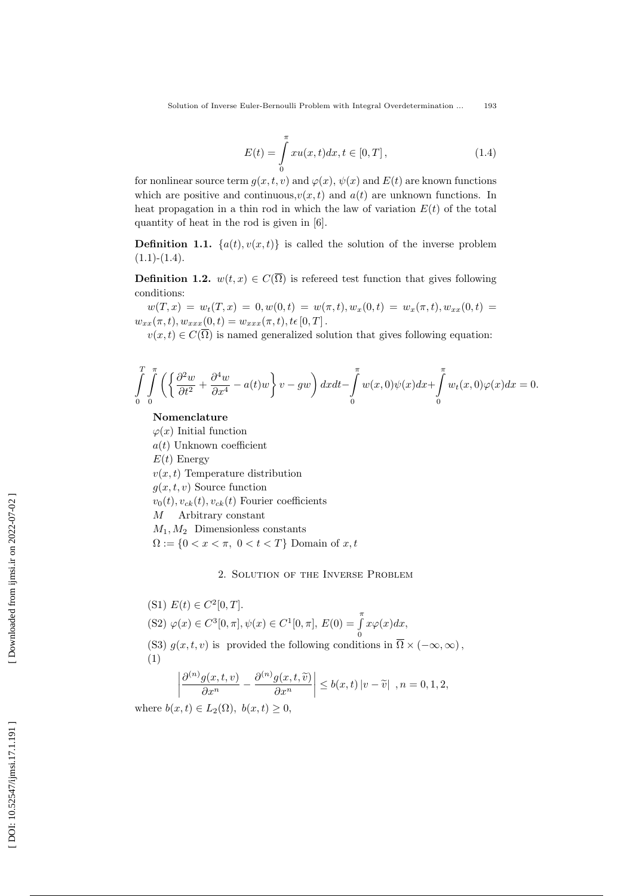$$E(t) = \int_0^{\pi} xu(x,t)dx, t \in [0,T], \tag{1.4}$$

for nonlinear source term $g(x,t,v)$ and $\varphi(x)$, $\psi(x)$ and $E(t)$ are known functions which are positive and continuous,$v(x,t)$ and $a(t)$ are unknown functions. In heat propagation in a thin rod in which the law of variation $E(t)$ of the total quantity of heat in the rod is given in [6].

**Definition 1.1.** $\{a(t), v(x,t)\}$ is called the solution of the inverse problem (1.1)-(1.4).

**Definition 1.2.** $w(t,x) \in C(\overline{\Omega})$ is refereed test function that gives following conditions:

$w(T,x) = w_t(T,x) = 0, w(0,t) = w(\pi,t), w_x(0,t) = w_x(\pi,t), w_{xx}(0,t) = w_{xx}(\pi,t), w_{xxx}(0,t) = w_{xxx}(\pi,t), t\epsilon [0,T]$.

$v(x,t) \in C(\overline{\Omega})$ is named generalized solution that gives following equation:

$$\int_0^T \int_0^{\pi} \left( \left\{ \frac{\partial^2 w}{\partial t^2} + \frac{\partial^4 w}{\partial x^4} - a(t)w \right\} v - gw \right) dxdt - \int_0^{\pi} w(x,0)\psi(x)dx + \int_0^{\pi} w_t(x,0)\varphi(x)dx = 0.$$

**Nomenclature**

$\varphi(x)$ Initial function
$a(t)$ Unknown coefficient
$E(t)$ Energy
$v(x,t)$ Temperature distribution
$g(x,t,v)$ Source function
$v_0(t), v_{ck}(t), v_{ck}(t)$ Fourier coefficients
$M$ Arbitrary constant
$M_1, M_2$ Dimensionless constants
$\Omega := \{0 < x < \pi,\ 0 < t < T\}$ Domain of $x, t$

## 2. Solution of the Inverse Problem

(S1) $E(t) \in C^2[0,T]$.

(S2) $\varphi(x) \in C^3[0,\pi], \psi(x) \in C^1[0,\pi]$, $E(0) = \int_0^{\pi} x\varphi(x)dx$,

(S3) $g(x,t,v)$ is provided the following conditions in $\overline{\Omega} \times (-\infty, \infty)$,

(1)

$$\left| \frac{\partial^{(n)} g(x,t,v)}{\partial x^n} - \frac{\partial^{(n)} g(x,t,\widetilde{v})}{\partial x^n} \right| \leq b(x,t) \left| v - \widetilde{v} \right| \ , n = 0,1,2,$$

where $b(x,t) \in L_2(\Omega)$, $b(x,t) \geq 0$,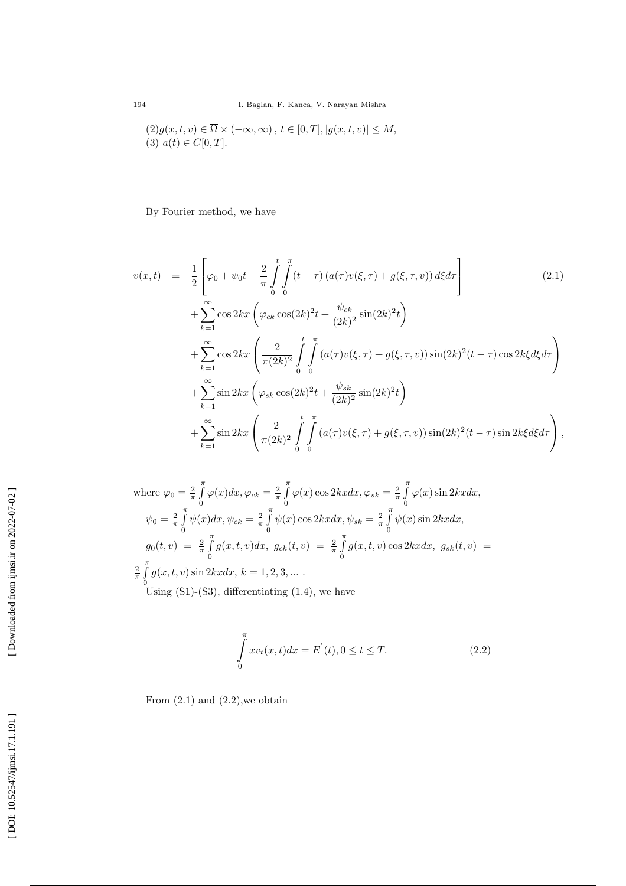(2)$g(x,t,v) \in \overline{\Omega} \times (-\infty, \infty)$ , $t \in [0,T], |g(x,t,v)| \leq M$,
(3) $a(t) \in C[0,T]$.

By Fourier method, we have

$$
\begin{aligned}
v(x,t) \;=\; & \frac{1}{2}\left[\varphi_0 + \psi_0 t + \frac{2}{\pi}\int_0^t\int_0^\pi (t-\tau)\left(a(\tau)v(\xi,\tau) + g(\xi,\tau,v)\right)d\xi d\tau\right] \\
& + \sum_{k=1}^{\infty} \cos 2kx \left(\varphi_{ck}\cos(2k)^2 t + \frac{\psi_{ck}}{(2k)^2}\sin(2k)^2 t\right) \\
& + \sum_{k=1}^{\infty} \cos 2kx \left(\frac{2}{\pi(2k)^2}\int_0^t\int_0^\pi \left(a(\tau)v(\xi,\tau) + g(\xi,\tau,v)\right)\sin(2k)^2(t-\tau)\cos 2k\xi d\xi d\tau\right) \\
& + \sum_{k=1}^{\infty} \sin 2kx \left(\varphi_{sk}\cos(2k)^2 t + \frac{\psi_{sk}}{(2k)^2}\sin(2k)^2 t\right) \\
& + \sum_{k=1}^{\infty} \sin 2kx \left(\frac{2}{\pi(2k)^2}\int_0^t\int_0^\pi \left(a(\tau)v(\xi,\tau) + g(\xi,\tau,v)\right)\sin(2k)^2(t-\tau)\sin 2k\xi d\xi d\tau\right),
\end{aligned}
\tag{2.1}
$$

where $\varphi_0 = \frac{2}{\pi}\int_0^\pi \varphi(x)dx, \varphi_{ck} = \frac{2}{\pi}\int_0^\pi \varphi(x)\cos 2kx dx, \varphi_{sk} = \frac{2}{\pi}\int_0^\pi \varphi(x)\sin 2kx dx$,
$\psi_0 = \frac{2}{\pi}\int_0^\pi \psi(x)dx, \psi_{ck} = \frac{2}{\pi}\int_0^\pi \psi(x)\cos 2kx dx, \psi_{sk} = \frac{2}{\pi}\int_0^\pi \psi(x)\sin 2kx dx$,
$g_0(t,v) = \frac{2}{\pi}\int_0^\pi g(x,t,v)dx,\ g_{ck}(t,v) = \frac{2}{\pi}\int_0^\pi g(x,t,v)\cos 2kx dx,\ g_{sk}(t,v) = \frac{2}{\pi}\int_0^\pi g(x,t,v)\sin 2kx dx,\ k = 1,2,3,...$ .

Using (S1)-(S3), differentiating (1.4), we have

$$
\int_0^\pi x v_t(x,t)dx = E^{'}(t), 0 \leq t \leq T. \tag{2.2}
$$

From (2.1) and (2.2),we obtain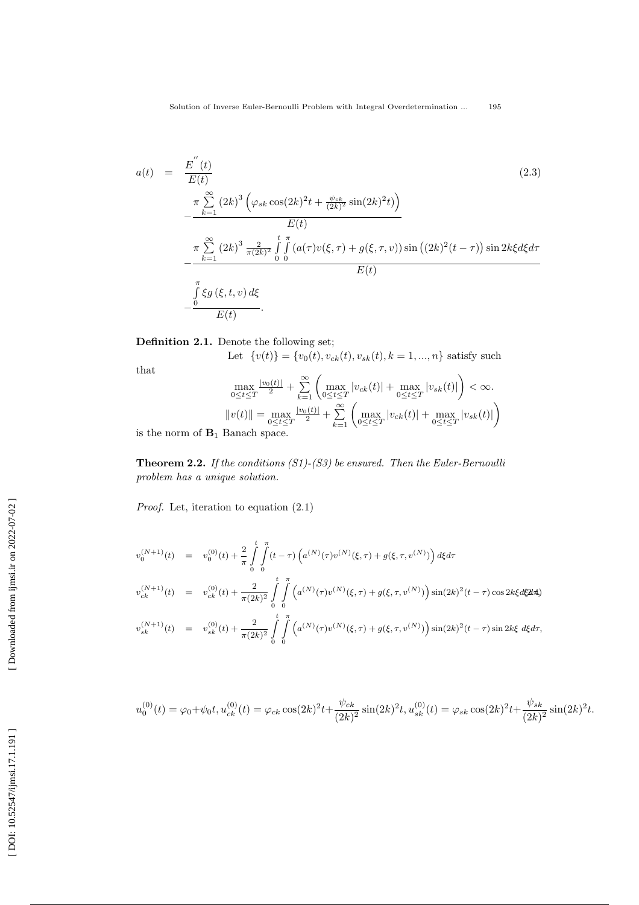$$
\begin{aligned}
a(t) &= \frac{E''(t)}{E(t)} \\
&-\frac{\pi \sum\limits_{k=1}^{\infty} (2k)^3 \left(\varphi_{sk} \cos(2k)^2 t + \frac{\psi_{ck}}{(2k)^2} \sin(2k)^2 t\right)}{E(t)} \\
&-\frac{\pi \sum\limits_{k=1}^{\infty} (2k)^3 \frac{2}{\pi(2k)^2} \int\limits_0^t \int\limits_0^\pi (a(\tau) v(\xi,\tau) + g(\xi,\tau,v)) \sin\left((2k)^2 (t-\tau)\right) \sin 2k\xi d\xi d\tau}{E(t)} \\
&-\frac{\int\limits_0^\pi \xi g\left(\xi, t, v\right) d\xi}{E(t)}.
\end{aligned}
\tag{2.3}
$$

**Definition 2.1.** Denote the following set;

Let $\{v(t)\} = \{v_0(t), v_{ck}(t), v_{sk}(t), k = 1, ..., n\}$ satisfy such that

$$
\max_{0 \le t \le T} \frac{|v_0(t)|}{2} + \sum_{k=1}^{\infty} \left( \max_{0 \le t \le T} |v_{ck}(t)| + \max_{0 \le t \le T} |v_{sk}(t)| \right) < \infty.
$$

$$
\|v(t)\| = \max_{0 \le t \le T} \frac{|v_0(t)|}{2} + \sum_{k=1}^{\infty} \left( \max_{0 \le t \le T} |v_{ck}(t)| + \max_{0 \le t \le T} |v_{sk}(t)| \right)
$$

is the norm of $\mathbf{B}_1$ Banach space.

**Theorem 2.2.** *If the conditions (S1)-(S3) be ensured. Then the Euler-Bernoulli problem has a unique solution.*

*Proof.* Let, iteration to equation (2.1)

$$
\begin{aligned}
v_0^{(N+1)}(t) &= v_0^{(0)}(t) + \frac{2}{\pi} \int\limits_0^t \int\limits_0^\pi (t-\tau) \left( a^{(N)}(\tau) v^{(N)}(\xi,\tau) + g(\xi,\tau,v^{(N)}) \right) d\xi d\tau \\
v_{ck}^{(N+1)}(t) &= v_{ck}^{(0)}(t) + \frac{2}{\pi(2k)^2} \int\limits_0^t \int\limits_0^\pi \left( a^{(N)}(\tau) v^{(N)}(\xi,\tau) + g(\xi,\tau,v^{(N)}) \right) \sin(2k)^2 (t-\tau) \cos 2k\xi d\xi d\tau \\
v_{sk}^{(N+1)}(t) &= v_{sk}^{(0)}(t) + \frac{2}{\pi(2k)^2} \int\limits_0^t \int\limits_0^\pi \left( a^{(N)}(\tau) v^{(N)}(\xi,\tau) + g(\xi,\tau,v^{(N)}) \right) \sin(2k)^2 (t-\tau) \sin 2k\xi \, d\xi d\tau,
\end{aligned}
\tag{2.4}
$$

$$
u_0^{(0)}(t) = \varphi_0 + \psi_0 t, u_{ck}^{(0)}(t) = \varphi_{ck} \cos(2k)^2 t + \frac{\psi_{ck}}{(2k)^2} \sin(2k)^2 t, u_{sk}^{(0)}(t) = \varphi_{sk} \cos(2k)^2 t + \frac{\psi_{sk}}{(2k)^2} \sin(2k)^2 t.
$$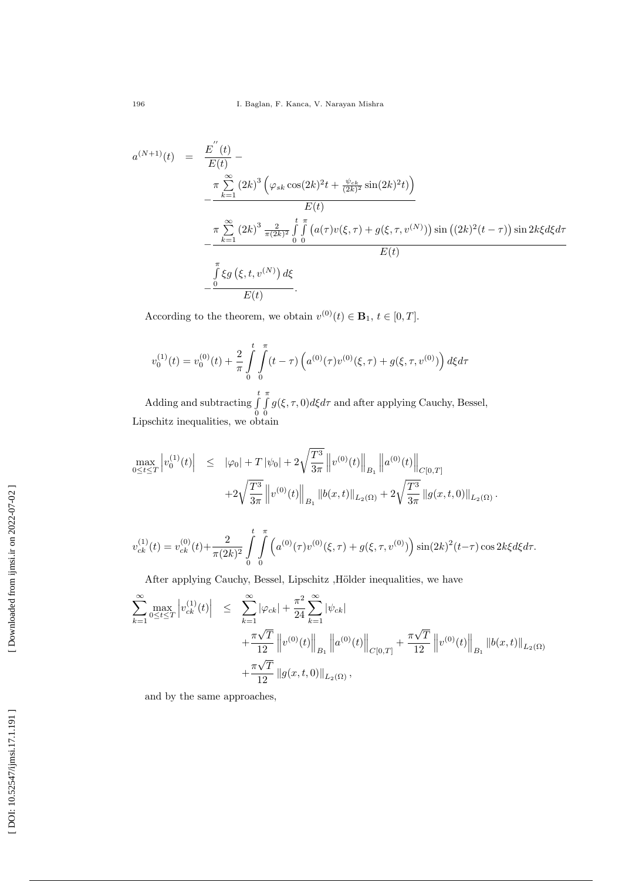$$
\begin{aligned}
a^{(N+1)}(t) &= \frac{E^{''}(t)}{E(t)} - \\
&-\frac{\pi \sum\limits_{k=1}^{\infty} (2k)^3 \left(\varphi_{sk}\cos(2k)^2 t + \frac{\psi_{ck}}{(2k)^2}\sin(2k)^2 t\right)}{E(t)} \\
&-\frac{\pi \sum\limits_{k=1}^{\infty} (2k)^3 \frac{2}{\pi(2k)^2} \int\limits_0^t \int\limits_0^\pi \left(a(\tau)v(\xi,\tau) + g(\xi,\tau,v^{(N)})\right) \sin\left((2k)^2(t-\tau)\right) \sin 2k\xi d\xi d\tau}{E(t)} \\
&-\frac{\int\limits_0^\pi \xi g\left(\xi,t,v^{(N)}\right) d\xi}{E(t)}.
\end{aligned}
$$

According to the theorem, we obtain $v^{(0)}(t) \in \mathbf{B}_1$, $t \in [0,T]$.

$$
v_0^{(1)}(t) = v_0^{(0)}(t) + \frac{2}{\pi} \int\limits_0^t \int\limits_0^\pi (t-\tau) \left(a^{(0)}(\tau)v^{(0)}(\xi,\tau) + g(\xi,\tau,v^{(0)})\right) d\xi d\tau
$$

Adding and subtracting $\int\limits_0^t \int\limits_0^\pi g(\xi,\tau,0) d\xi d\tau$ and after applying Cauchy, Bessel, Lipschitz inequalities, we obtain

$$
\begin{aligned}
\max_{0\le t\le T}\left|v_0^{(1)}(t)\right| &\le |\varphi_0| + T|\psi_0| + 2\sqrt{\frac{T^3}{3\pi}}\left\|v^{(0)}(t)\right\|_{B_1}\left\|a^{(0)}(t)\right\|_{C[0,T]} \\
&+2\sqrt{\frac{T^3}{3\pi}}\left\|v^{(0)}(t)\right\|_{B_1}\|b(x,t)\|_{L_2(\Omega)} + 2\sqrt{\frac{T^3}{3\pi}}\|g(x,t,0)\|_{L_2(\Omega)}.
\end{aligned}
$$

$$
v_{ck}^{(1)}(t) = v_{ck}^{(0)}(t) + \frac{2}{\pi(2k)^2} \int\limits_0^t \int\limits_0^\pi \left(a^{(0)}(\tau)v^{(0)}(\xi,\tau) + g(\xi,\tau,v^{(0)})\right) \sin(2k)^2(t-\tau)\cos 2k\xi d\xi d\tau.
$$

After applying Cauchy, Bessel, Lipschitz ,Hölder inequalities, we have

$$
\begin{aligned}
\sum_{k=1}^{\infty}\max_{0\le t\le T}\left|v_{ck}^{(1)}(t)\right| &\le \sum_{k=1}^{\infty}|\varphi_{ck}| + \frac{\pi^2}{24}\sum_{k=1}^{\infty}|\psi_{ck}| \\
&+\frac{\pi\sqrt{T}}{12}\left\|v^{(0)}(t)\right\|_{B_1}\left\|a^{(0)}(t)\right\|_{C[0,T]} + \frac{\pi\sqrt{T}}{12}\left\|v^{(0)}(t)\right\|_{B_1}\|b(x,t)\|_{L_2(\Omega)} \\
&+\frac{\pi\sqrt{T}}{12}\|g(x,t,0)\|_{L_2(\Omega)},
\end{aligned}
$$

and by the same approaches,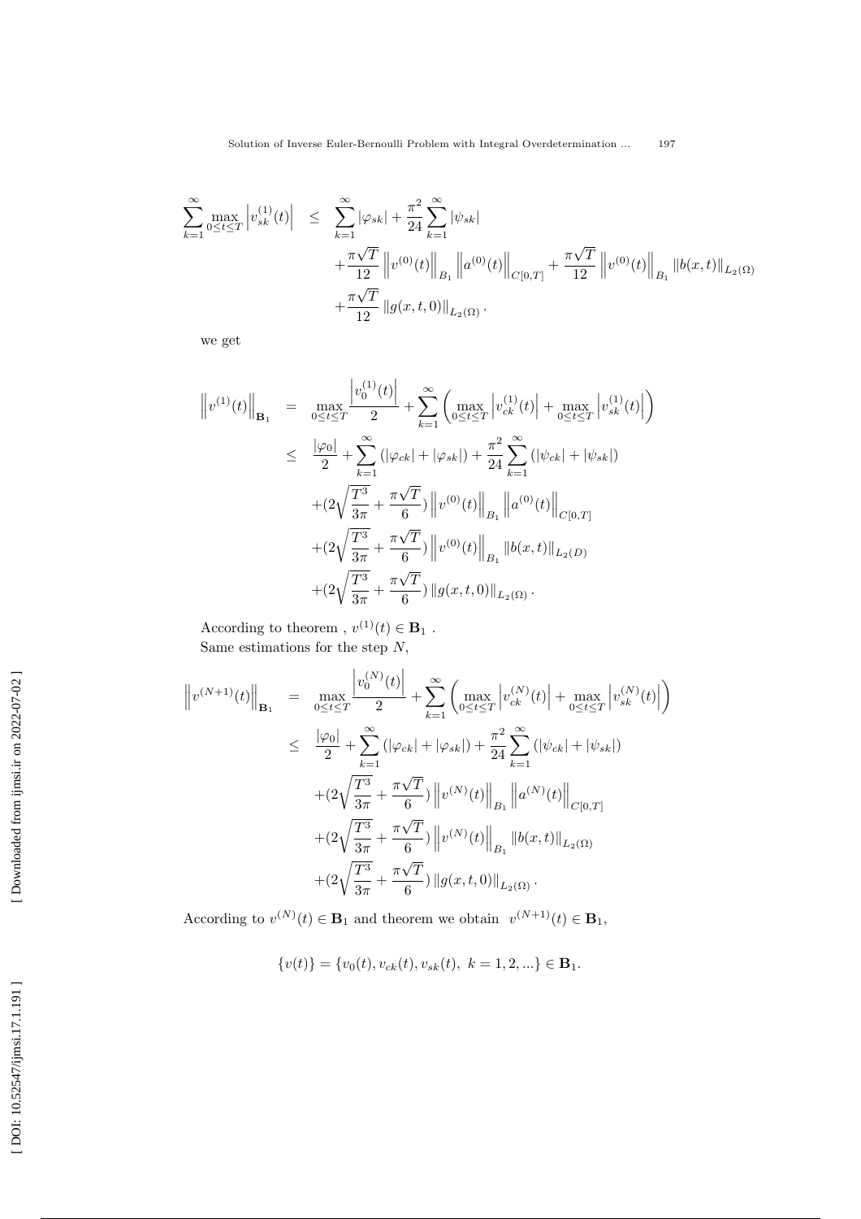$$
\begin{aligned}
\sum_{k=1}^{\infty} \max_{0\le t\le T} \left| v_{sk}^{(1)}(t) \right| \quad &\le \quad \sum_{k=1}^{\infty} |\varphi_{sk}| + \frac{\pi^2}{24} \sum_{k=1}^{\infty} |\psi_{sk}| \\
&+ \frac{\pi\sqrt{T}}{12} \left\| v^{(0)}(t) \right\|_{B_1} \left\| a^{(0)}(t) \right\|_{C[0,T]} + \frac{\pi\sqrt{T}}{12} \left\| v^{(0)}(t) \right\|_{B_1} \| b(x,t) \|_{L_2(\Omega)} \\
&+ \frac{\pi\sqrt{T}}{12} \| g(x,t,0) \|_{L_2(\Omega)} .
\end{aligned}
$$

we get

$$
\begin{aligned}
\left\| v^{(1)}(t) \right\|_{\mathbf{B}_1} \quad &= \quad \max_{0\le t\le T} \frac{\left| v_0^{(1)}(t) \right|}{2} + \sum_{k=1}^{\infty} \left( \max_{0\le t\le T} \left| v_{ck}^{(1)}(t) \right| + \max_{0\le t\le T} \left| v_{sk}^{(1)}(t) \right| \right) \\
&\le \quad \frac{|\varphi_0|}{2} + \sum_{k=1}^{\infty} \left( |\varphi_{ck}| + |\varphi_{sk}| \right) + \frac{\pi^2}{24} \sum_{k=1}^{\infty} \left( |\psi_{ck}| + |\psi_{sk}| \right) \\
&+ (2\sqrt{\frac{T^3}{3\pi}} + \frac{\pi\sqrt{T}}{6}) \left\| v^{(0)}(t) \right\|_{B_1} \left\| a^{(0)}(t) \right\|_{C[0,T]} \\
&+ (2\sqrt{\frac{T^3}{3\pi}} + \frac{\pi\sqrt{T}}{6}) \left\| v^{(0)}(t) \right\|_{B_1} \| b(x,t) \|_{L_2(D)} \\
&+ (2\sqrt{\frac{T^3}{3\pi}} + \frac{\pi\sqrt{T}}{6}) \| g(x,t,0) \|_{L_2(\Omega)} .
\end{aligned}
$$

According to theorem , $v^{(1)}(t) \in \mathbf{B}_1$ .

Same estimations for the step $N$,

$$
\begin{aligned}
\left\| v^{(N+1)}(t) \right\|_{\mathbf{B}_1} \quad &= \quad \max_{0\le t\le T} \frac{\left| v_0^{(N)}(t) \right|}{2} + \sum_{k=1}^{\infty} \left( \max_{0\le t\le T} \left| v_{ck}^{(N)}(t) \right| + \max_{0\le t\le T} \left| v_{sk}^{(N)}(t) \right| \right) \\
&\le \quad \frac{|\varphi_0|}{2} + \sum_{k=1}^{\infty} \left( |\varphi_{ck}| + |\varphi_{sk}| \right) + \frac{\pi^2}{24} \sum_{k=1}^{\infty} \left( |\psi_{ck}| + |\psi_{sk}| \right) \\
&+ (2\sqrt{\frac{T^3}{3\pi}} + \frac{\pi\sqrt{T}}{6}) \left\| v^{(N)}(t) \right\|_{B_1} \left\| a^{(N)}(t) \right\|_{C[0,T]} \\
&+ (2\sqrt{\frac{T^3}{3\pi}} + \frac{\pi\sqrt{T}}{6}) \left\| v^{(N)}(t) \right\|_{B_1} \| b(x,t) \|_{L_2(\Omega)} \\
&+ (2\sqrt{\frac{T^3}{3\pi}} + \frac{\pi\sqrt{T}}{6}) \| g(x,t,0) \|_{L_2(\Omega)} .
\end{aligned}
$$

According to $v^{(N)}(t) \in \mathbf{B}_1$ and theorem we obtain $v^{(N+1)}(t) \in \mathbf{B}_1$,

$$
\{v(t)\} = \{v_0(t), v_{ck}(t), v_{sk}(t),\ k = 1, 2, ...\} \in \mathbf{B}_1.
$$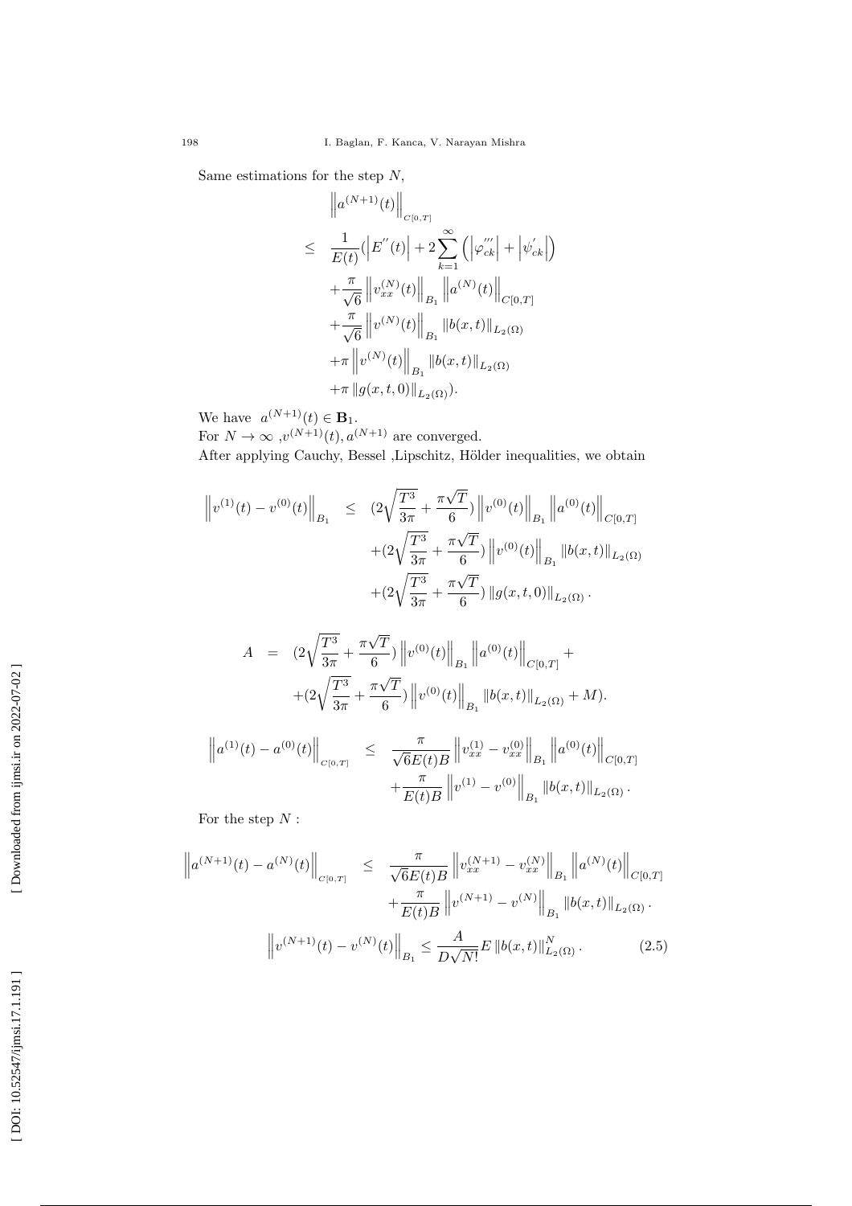Same estimations for the step $N$,

$$
\begin{aligned}
&\left\| a^{(N+1)}(t) \right\|_{C[0,T]} \\
\leq\ & \frac{1}{E(t)}(\left| E^{''}(t) \right| + 2\sum_{k=1}^{\infty} \left( \left| \varphi_{ck}^{'''} \right| + \left| \psi_{ck}^{'} \right| \right) \\
&+\frac{\pi}{\sqrt{6}} \left\| v_{xx}^{(N)}(t) \right\|_{B_1} \left\| a^{(N)}(t) \right\|_{C[0,T]} \\
&+\frac{\pi}{\sqrt{6}} \left\| v^{(N)}(t) \right\|_{B_1} \left\| b(x,t) \right\|_{L_2(\Omega)} \\
&+\pi \left\| v^{(N)}(t) \right\|_{B_1} \left\| b(x,t) \right\|_{L_2(\Omega)} \\
&+\pi \left\| g(x,t,0) \right\|_{L_2(\Omega)}).
\end{aligned}
$$

We have $a^{(N+1)}(t) \in \mathbf{B}_1$.

For $N \to \infty$ ,$v^{(N+1)}(t), a^{(N+1)}$ are converged.

After applying Cauchy, Bessel ,Lipschitz, Hölder inequalities, we obtain

$$
\begin{aligned}
\left\| v^{(1)}(t) - v^{(0)}(t) \right\|_{B_1} \leq\ & (2\sqrt{\frac{T^3}{3\pi}} + \frac{\pi\sqrt{T}}{6}) \left\| v^{(0)}(t) \right\|_{B_1} \left\| a^{(0)}(t) \right\|_{C[0,T]} \\
&+(2\sqrt{\frac{T^3}{3\pi}} + \frac{\pi\sqrt{T}}{6}) \left\| v^{(0)}(t) \right\|_{B_1} \left\| b(x,t) \right\|_{L_2(\Omega)} \\
&+(2\sqrt{\frac{T^3}{3\pi}} + \frac{\pi\sqrt{T}}{6}) \left\| g(x,t,0) \right\|_{L_2(\Omega)}.
\end{aligned}
$$

$$
\begin{aligned}
A\ =\ & (2\sqrt{\frac{T^3}{3\pi}} + \frac{\pi\sqrt{T}}{6}) \left\| v^{(0)}(t) \right\|_{B_1} \left\| a^{(0)}(t) \right\|_{C[0,T]} + \\
&+(2\sqrt{\frac{T^3}{3\pi}} + \frac{\pi\sqrt{T}}{6}) \left\| v^{(0)}(t) \right\|_{B_1} \left\| b(x,t) \right\|_{L_2(\Omega)} + M).
\end{aligned}
$$

$$
\begin{aligned}
\left\| a^{(1)}(t) - a^{(0)}(t) \right\|_{C[0,T]} \leq\ & \frac{\pi}{\sqrt{6}E(t)B} \left\| v_{xx}^{(1)} - v_{xx}^{(0)} \right\|_{B_1} \left\| a^{(0)}(t) \right\|_{C[0,T]} \\
&+\frac{\pi}{E(t)B} \left\| v^{(1)} - v^{(0)} \right\|_{B_1} \left\| b(x,t) \right\|_{L_2(\Omega)}.
\end{aligned}
$$

For the step $N$ :

$$
\begin{aligned}
\left\| a^{(N+1)}(t) - a^{(N)}(t) \right\|_{C[0,T]} \leq\ & \frac{\pi}{\sqrt{6}E(t)B} \left\| v_{xx}^{(N+1)} - v_{xx}^{(N)} \right\|_{B_1} \left\| a^{(N)}(t) \right\|_{C[0,T]} \\
&+\frac{\pi}{E(t)B} \left\| v^{(N+1)} - v^{(N)} \right\|_{B_1} \left\| b(x,t) \right\|_{L_2(\Omega)}.
\end{aligned}
$$

$$
\left\| v^{(N+1)}(t) - v^{(N)}(t) \right\|_{B_1} \leq \frac{A}{D\sqrt{N!}} E \left\| b(x,t) \right\|_{L_2(\Omega)}^{N}. \tag{2.5}
$$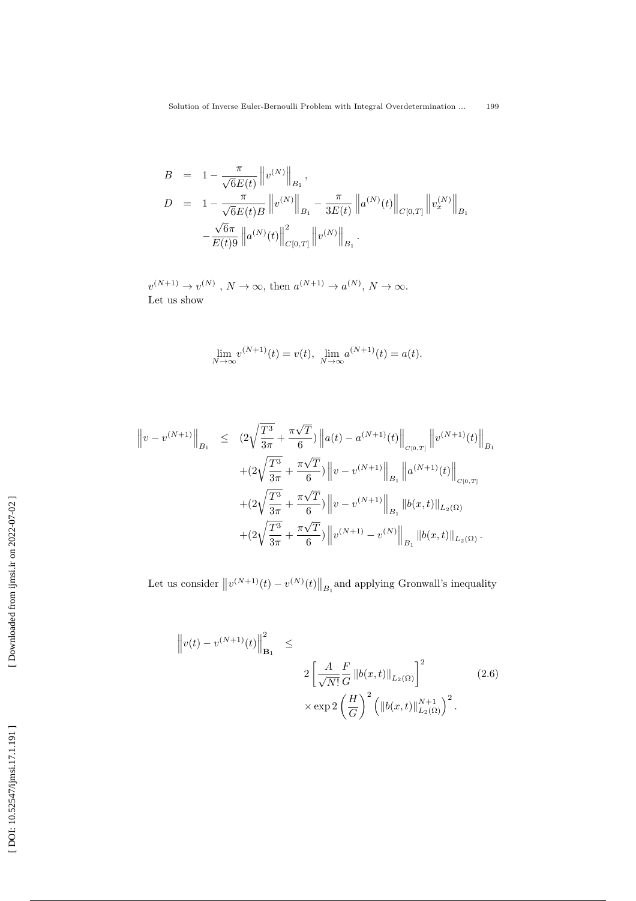$$
\begin{aligned}
B &= 1-\frac{\pi}{\sqrt{6}E(t)}\left\|v^{(N)}\right\|_{B_1}, \\
D &= 1-\frac{\pi}{\sqrt{6}E(t)B}\left\|v^{(N)}\right\|_{B_1}-\frac{\pi}{3E(t)}\left\|a^{(N)}(t)\right\|_{C[0,T]}\left\|v_x^{(N)}\right\|_{B_1} \\
&\quad -\frac{\sqrt{6}\pi}{E(t)9}\left\|a^{(N)}(t)\right\|^2_{C[0,T]}\left\|v^{(N)}\right\|_{B_1}.
\end{aligned}
$$

$v^{(N+1)} \to v^{(N)}$ , $N\to\infty$, then $a^{(N+1)} \to a^{(N)}$, $N\to\infty$.
Let us show

$$
\lim_{N\to\infty} v^{(N+1)}(t) = v(t), \ \lim_{N\to\infty} a^{(N+1)}(t) = a(t).
$$

$$
\begin{aligned}
\left\|v-v^{(N+1)}\right\|_{B_1} \leq\ & (2\sqrt{\frac{T^3}{3\pi}}+\frac{\pi\sqrt{T}}{6})\left\|a(t)-a^{(N+1)}(t)\right\|_{C[0,T]}\left\|v^{(N+1)}(t)\right\|_{B_1} \\
&+(2\sqrt{\frac{T^3}{3\pi}}+\frac{\pi\sqrt{T}}{6})\left\|v-v^{(N+1)}\right\|_{B_1}\left\|a^{(N+1)}(t)\right\|_{C[0,T]} \\
&+(2\sqrt{\frac{T^3}{3\pi}}+\frac{\pi\sqrt{T}}{6})\left\|v-v^{(N+1)}\right\|_{B_1}\|b(x,t)\|_{L_2(\Omega)} \\
&+(2\sqrt{\frac{T^3}{3\pi}}+\frac{\pi\sqrt{T}}{6})\left\|v^{(N+1)}-v^{(N)}\right\|_{B_1}\|b(x,t)\|_{L_2(\Omega)}.
\end{aligned}
$$

Let us consider $\left\|v^{(N+1)}(t)-v^{(N)}(t)\right\|_{B_1}$ and applying Gronwall's inequality

$$
\begin{aligned}
\left\|v(t)-v^{(N+1)}(t)\right\|^2_{\mathbf{B}_1} \leq\ & \\
& 2\left[\frac{A}{\sqrt{N!}}\frac{F}{G}\|b(x,t)\|_{L_2(\Omega)}\right]^2 \\
& \times \exp 2\left(\frac{H}{G}\right)^2\left(\|b(x,t)\|^{N+1}_{L_2(\Omega)}\right)^2.
\end{aligned} \tag{2.6}
$$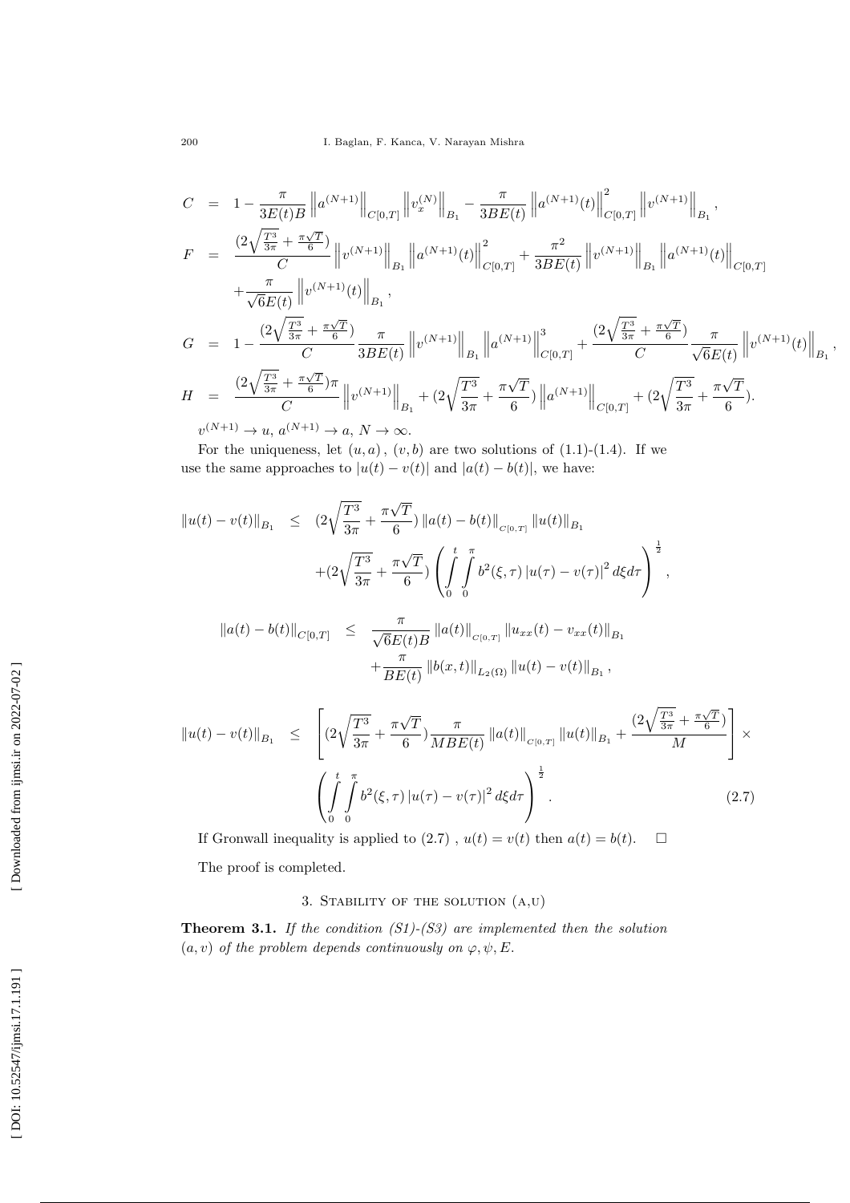$$
\begin{aligned}
C &= 1 - \frac{\pi}{3E(t)B}\left\|a^{(N+1)}\right\|_{C[0,T]}\left\|v_x^{(N)}\right\|_{B_1} - \frac{\pi}{3BE(t)}\left\|a^{(N+1)}(t)\right\|_{C[0,T]}^2\left\|v^{(N+1)}\right\|_{B_1}, \\
F &= \frac{(2\sqrt{\frac{T^3}{3\pi}} + \frac{\pi\sqrt{T}}{6})}{C}\left\|v^{(N+1)}\right\|_{B_1}\left\|a^{(N+1)}(t)\right\|_{C[0,T]}^2 + \frac{\pi^2}{3BE(t)}\left\|v^{(N+1)}\right\|_{B_1}\left\|a^{(N+1)}(t)\right\|_{C[0,T]} \\
&\quad + \frac{\pi}{\sqrt{6}E(t)}\left\|v^{(N+1)}(t)\right\|_{B_1}, \\
G &= 1 - \frac{(2\sqrt{\frac{T^3}{3\pi}} + \frac{\pi\sqrt{T}}{6})}{C}\frac{\pi}{3BE(t)}\left\|v^{(N+1)}\right\|_{B_1}\left\|a^{(N+1)}\right\|_{C[0,T]}^3 + \frac{(2\sqrt{\frac{T^3}{3\pi}} + \frac{\pi\sqrt{T}}{6})}{C}\frac{\pi}{\sqrt{6}E(t)}\left\|v^{(N+1)}(t)\right\|_{B_1}, \\
H &= \frac{(2\sqrt{\frac{T^3}{3\pi}} + \frac{\pi\sqrt{T}}{6})\pi}{C}\left\|v^{(N+1)}\right\|_{B_1} + (2\sqrt{\frac{T^3}{3\pi}} + \frac{\pi\sqrt{T}}{6})\left\|a^{(N+1)}\right\|_{C[0,T]} + (2\sqrt{\frac{T^3}{3\pi}} + \frac{\pi\sqrt{T}}{6}).
\end{aligned}
$$

$v^{(N+1)} \to u,\ a^{(N+1)} \to a,\ N \to \infty.$

For the uniqueness, let $(u,a)$, $(v,b)$ are two solutions of (1.1)-(1.4). If we use the same approaches to $|u(t)-v(t)|$ and $|a(t)-b(t)|$, we have:

$$
\begin{aligned}
\|u(t)-v(t)\|_{B_1} \leq\ & (2\sqrt{\frac{T^3}{3\pi}} + \frac{\pi\sqrt{T}}{6})\|a(t)-b(t)\|_{C[0,T]}\|u(t)\|_{B_1} \\
& + (2\sqrt{\frac{T^3}{3\pi}} + \frac{\pi\sqrt{T}}{6})\left(\int_0^t\int_0^\pi b^2(\xi,\tau)\left|u(\tau)-v(\tau)\right|^2 d\xi d\tau\right)^{\frac{1}{2}},
\end{aligned}
$$

$$
\begin{aligned}
\|a(t)-b(t)\|_{C[0,T]} \leq\ & \frac{\pi}{\sqrt{6}E(t)B}\|a(t)\|_{C[0,T]}\|u_{xx}(t)-v_{xx}(t)\|_{B_1} \\
& + \frac{\pi}{BE(t)}\|b(x,t)\|_{L_2(\Omega)}\|u(t)-v(t)\|_{B_1},
\end{aligned}
$$

$$
\begin{aligned}
\|u(t)-v(t)\|_{B_1} \leq\ & \left[(2\sqrt{\frac{T^3}{3\pi}} + \frac{\pi\sqrt{T}}{6})\frac{\pi}{MBE(t)}\|a(t)\|_{C[0,T]}\|u(t)\|_{B_1} + \frac{(2\sqrt{\frac{T^3}{3\pi}} + \frac{\pi\sqrt{T}}{6})}{M}\right] \times \\
& \left(\int_0^t\int_0^\pi b^2(\xi,\tau)\left|u(\tau)-v(\tau)\right|^2 d\xi d\tau\right)^{\frac{1}{2}}. \qquad (2.7)
\end{aligned}
$$

If Gronwall inequality is applied to (2.7), $u(t)=v(t)$ then $a(t)=b(t)$. □

The proof is completed.

## 3. Stability of the solution (a,u)

**Theorem 3.1.** *If the condition (S1)-(S3) are implemented then the solution $(a,v)$ of the problem depends continuously on $\varphi, \psi, E$.*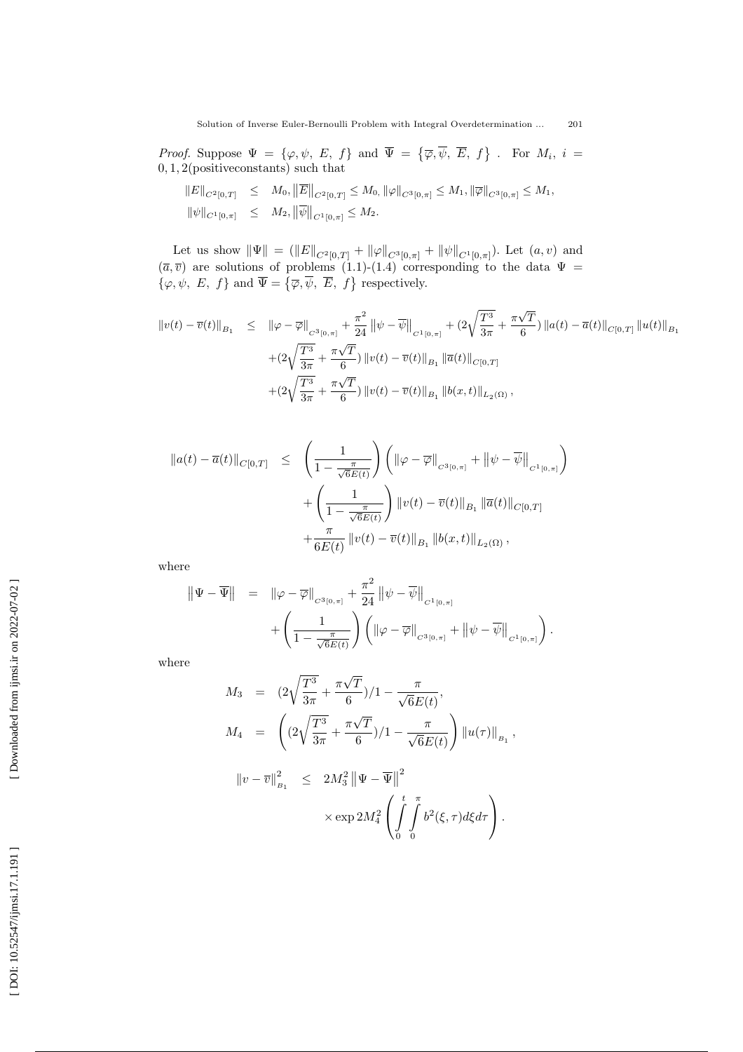*Proof.* Suppose $\Psi = \{\varphi, \psi,\ E,\ f\}$ and $\overline{\Psi} = \{\overline{\varphi}, \overline{\psi},\ \overline{E},\ f\}$ . For $M_i,\ i = 0, 1, 2$(positiveconstants) such that

$$
\begin{aligned}
\|E\|_{C^2[0,T]} &\leq M_0, \|\overline{E}\|_{C^2[0,T]} \leq M_0, \|\varphi\|_{C^3[0,\pi]} \leq M_1, \|\overline{\varphi}\|_{C^3[0,\pi]} \leq M_1, \\
\|\psi\|_{C^1[0,\pi]} &\leq M_2, \|\overline{\psi}\|_{C^1[0,\pi]} \leq M_2.
\end{aligned}
$$

Let us show $\|\Psi\| = (\|E\|_{C^2[0,T]} + \|\varphi\|_{C^3[0,\pi]} + \|\psi\|_{C^1[0,\pi]})$. Let $(a, v)$ and $(\overline{a}, \overline{v})$ are solutions of problems (1.1)-(1.4) corresponding to the data $\Psi = \{\varphi, \psi,\ E,\ f\}$ and $\overline{\Psi} = \{\overline{\varphi}, \overline{\psi},\ \overline{E},\ f\}$ respectively.

$$
\begin{aligned}
\|v(t) - \overline{v}(t)\|_{B_1} \leq\ & \|\varphi - \overline{\varphi}\|_{C^3[0,\pi]} + \frac{\pi^2}{24}\left\|\psi - \overline{\psi}\right\|_{C^1[0,\pi]} + (2\sqrt{\frac{T^3}{3\pi}} + \frac{\pi\sqrt{T}}{6})\,\|a(t) - \overline{a}(t)\|_{C[0,T]}\,\|u(t)\|_{B_1} \\
& + (2\sqrt{\frac{T^3}{3\pi}} + \frac{\pi\sqrt{T}}{6})\,\|v(t) - \overline{v}(t)\|_{B_1}\,\|\overline{a}(t)\|_{C[0,T]} \\
& + (2\sqrt{\frac{T^3}{3\pi}} + \frac{\pi\sqrt{T}}{6})\,\|v(t) - \overline{v}(t)\|_{B_1}\,\|b(x,t)\|_{L_2(\Omega)},
\end{aligned}
$$

$$
\begin{aligned}
\|a(t) - \overline{a}(t)\|_{C[0,T]} \leq\ & \left(\frac{1}{1 - \frac{\pi}{\sqrt{6}E(t)}}\right)\left(\|\varphi - \overline{\varphi}\|_{C^3[0,\pi]} + \left\|\psi - \overline{\psi}\right\|_{C^1[0,\pi]}\right) \\
& + \left(\frac{1}{1 - \frac{\pi}{\sqrt{6}E(t)}}\right)\|v(t) - \overline{v}(t)\|_{B_1}\,\|\overline{a}(t)\|_{C[0,T]} \\
& + \frac{\pi}{6E(t)}\,\|v(t) - \overline{v}(t)\|_{B_1}\,\|b(x,t)\|_{L_2(\Omega)},
\end{aligned}
$$

where

$$
\begin{aligned}
\left\|\Psi - \overline{\Psi}\right\| =\ & \|\varphi - \overline{\varphi}\|_{C^3[0,\pi]} + \frac{\pi^2}{24}\left\|\psi - \overline{\psi}\right\|_{C^1[0,\pi]} \\
& + \left(\frac{1}{1 - \frac{\pi}{\sqrt{6}E(t)}}\right)\left(\|\varphi - \overline{\varphi}\|_{C^3[0,\pi]} + \left\|\psi - \overline{\psi}\right\|_{C^1[0,\pi]}\right).
\end{aligned}
$$

where

$$
\begin{aligned}
M_3 &= (2\sqrt{\frac{T^3}{3\pi}} + \frac{\pi\sqrt{T}}{6})/1 - \frac{\pi}{\sqrt{6}E(t)}, \\
M_4 &= \left((2\sqrt{\frac{T^3}{3\pi}} + \frac{\pi\sqrt{T}}{6})/1 - \frac{\pi}{\sqrt{6}E(t)}\right)\|u(\tau)\|_{B_1},
\end{aligned}
$$

$$
\begin{aligned}
\|v - \overline{v}\|_{B_1}^2 \leq\ & 2M_3^2\left\|\Psi - \overline{\Psi}\right\|^2 \\
& \times \exp 2M_4^2\left(\int_0^t\int_0^\pi b^2(\xi,\tau)\,d\xi\,d\tau\right).
\end{aligned}
$$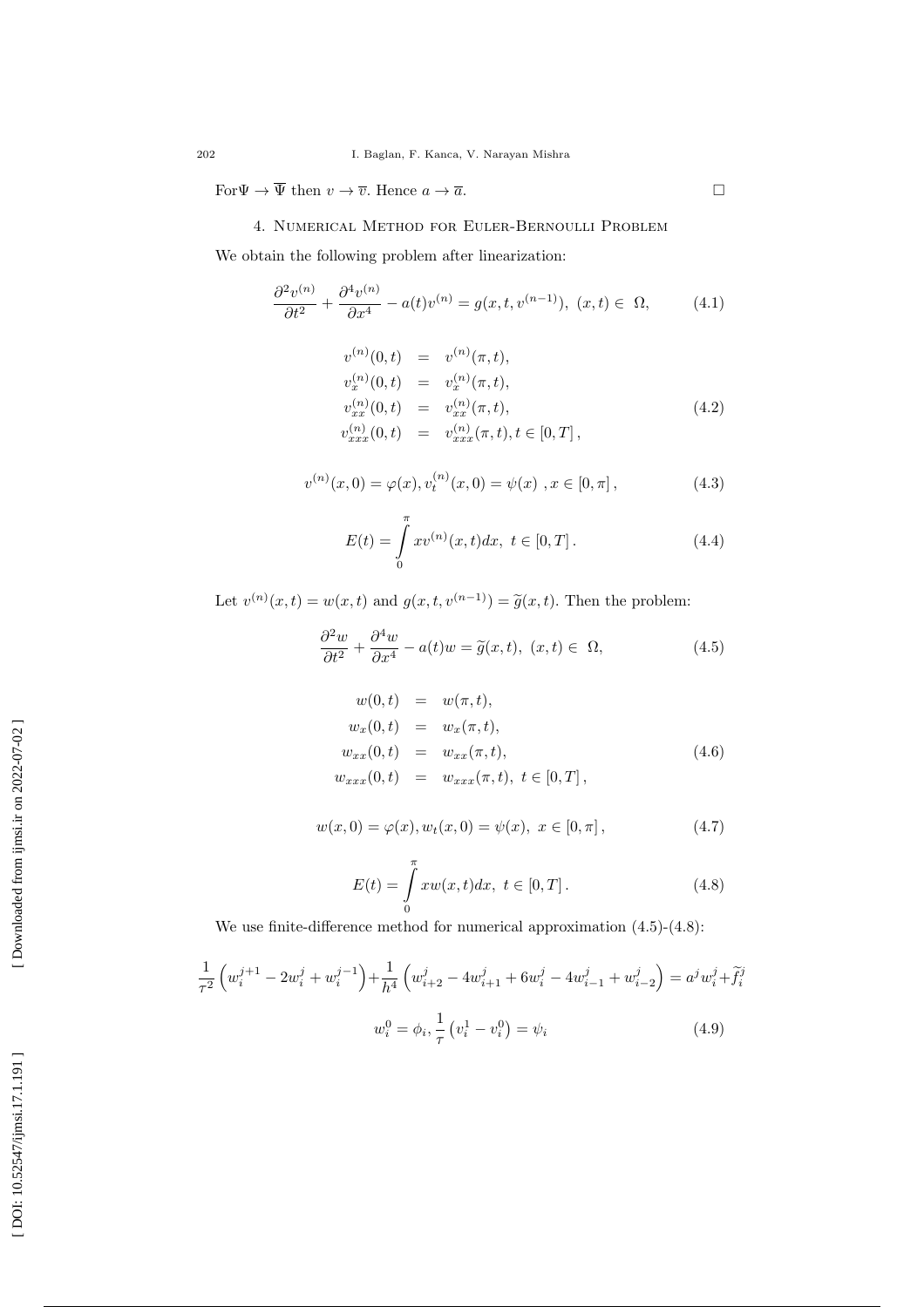For$\Psi \to \overline{\Psi}$ then $v \to \overline{v}$. Hence $a \to \overline{a}$. □

## 4. Numerical Method for Euler-Bernoulli Problem

We obtain the following problem after linearization:

$$\frac{\partial^2 v^{(n)}}{\partial t^2} + \frac{\partial^4 v^{(n)}}{\partial x^4} - a(t)v^{(n)} = g(x,t,v^{(n-1)}),\ (x,t) \in\ \Omega, \tag{4.1}$$

$$\begin{aligned} v^{(n)}(0,t) &= v^{(n)}(\pi,t), \\ v_x^{(n)}(0,t) &= v_x^{(n)}(\pi,t), \\ v_{xx}^{(n)}(0,t) &= v_{xx}^{(n)}(\pi,t), \\ v_{xxx}^{(n)}(0,t) &= v_{xxx}^{(n)}(\pi,t), t \in [0,T], \end{aligned} \tag{4.2}$$

$$v^{(n)}(x,0) = \varphi(x), v_t^{(n)}(x,0) = \psi(x)\ , x \in [0,\pi], \tag{4.3}$$

$$E(t) = \int_0^\pi x v^{(n)}(x,t)dx,\ t \in [0,T]. \tag{4.4}$$

Let $v^{(n)}(x,t) = w(x,t)$ and $g(x,t,v^{(n-1)}) = \widetilde{g}(x,t)$. Then the problem:

$$\frac{\partial^2 w}{\partial t^2} + \frac{\partial^4 w}{\partial x^4} - a(t)w = \widetilde{g}(x,t),\ (x,t) \in\ \Omega, \tag{4.5}$$

$$\begin{aligned} w(0,t) &= w(\pi,t), \\ w_x(0,t) &= w_x(\pi,t), \\ w_{xx}(0,t) &= w_{xx}(\pi,t), \\ w_{xxx}(0,t) &= w_{xxx}(\pi,t),\ t \in [0,T], \end{aligned} \tag{4.6}$$

$$w(x,0) = \varphi(x), w_t(x,0) = \psi(x),\ x \in [0,\pi], \tag{4.7}$$

$$E(t) = \int_0^\pi x w(x,t)dx,\ t \in [0,T]. \tag{4.8}$$

We use finite-difference method for numerical approximation (4.5)-(4.8):

$$\frac{1}{\tau^2}\left(w_i^{j+1} - 2w_i^j + w_i^{j-1}\right) + \frac{1}{h^4}\left(w_{i+2}^j - 4w_{i+1}^j + 6w_i^j - 4w_{i-1}^j + w_{i-2}^j\right) = a^j w_i^j + \widetilde{f}_i^j$$

$$w_i^0 = \phi_i, \frac{1}{\tau}\left(v_i^1 - v_i^0\right) = \psi_i \tag{4.9}$$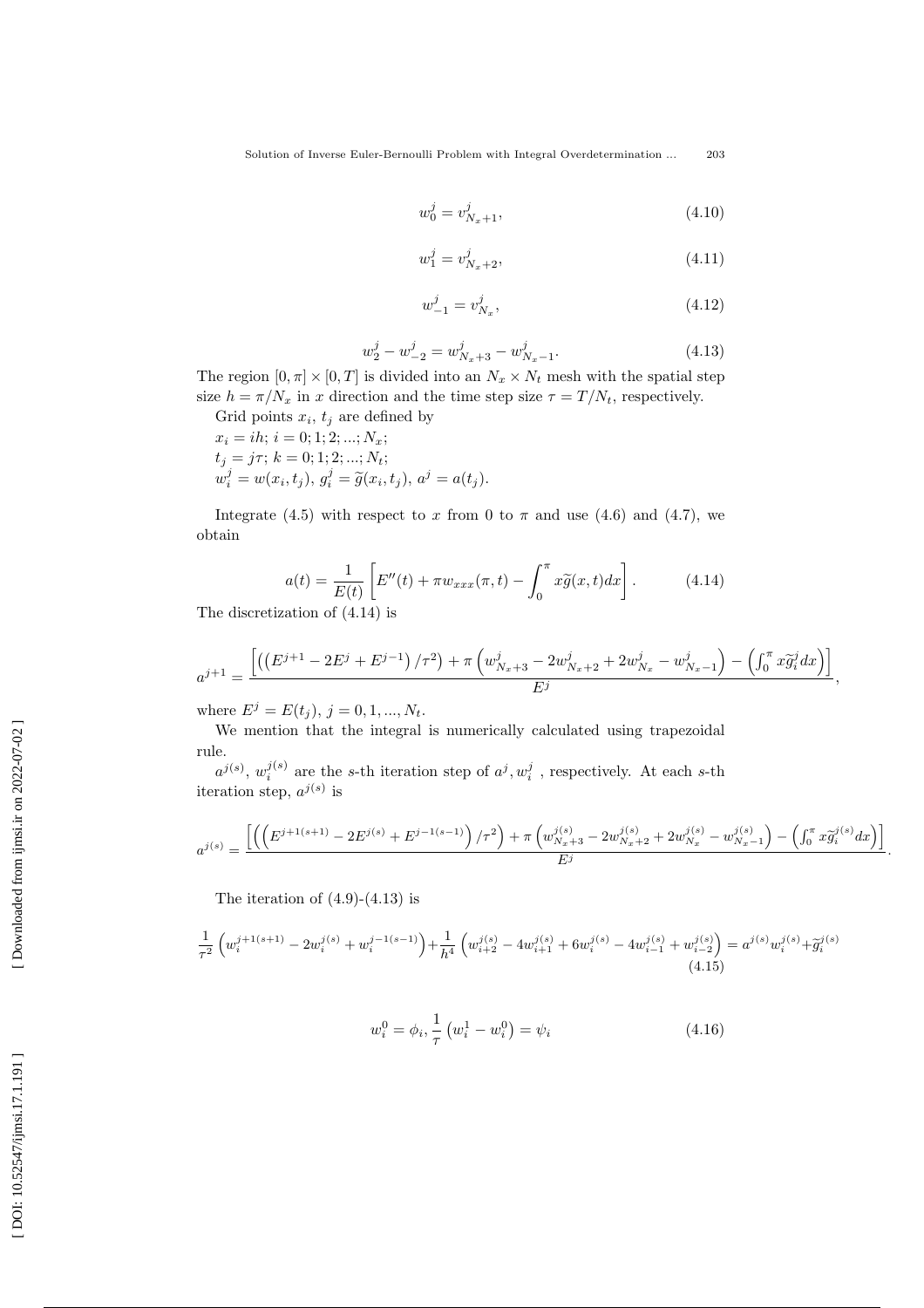$$w_0^j = v_{N_x+1}^j, \tag{4.10}$$

$$w_1^j = v_{N_x+2}^j, \tag{4.11}$$

$$w_{-1}^j = v_{N_x}^j, \tag{4.12}$$

$$w_2^j - w_{-2}^j = w_{N_x+3}^j - w_{N_x-1}^j. \tag{4.13}$$

The region $[0, \pi] \times [0, T]$ is divided into an $N_x \times N_t$ mesh with the spatial step size $h = \pi/N_x$ in $x$ direction and the time step size $\tau = T/N_t$, respectively.

Grid points $x_i$, $t_j$ are defined by

$x_i = ih$; $i = 0; 1; 2; ...; N_x$;

$t_j = j\tau$; $k = 0; 1; 2; ...; N_t$;

$w_i^j = w(x_i, t_j)$, $g_i^j = \widetilde{g}(x_i, t_j)$, $a^j = a(t_j)$.

Integrate (4.5) with respect to $x$ from 0 to $\pi$ and use (4.6) and (4.7), we obtain

$$a(t) = \frac{1}{E(t)}\left[E''(t) + \pi w_{xxx}(\pi, t) - \int_0^\pi x\widetilde{g}(x,t)dx\right]. \tag{4.14}$$

The discretization of (4.14) is

$$a^{j+1} = \frac{\left[\left(\left(E^{j+1} - 2E^j + E^{j-1}\right)/\tau^2\right) + \pi\left(w_{N_x+3}^j - 2w_{N_x+2}^j + 2w_{N_x}^j - w_{N_x-1}^j\right) - \left(\int_0^\pi x\widetilde{g}_i^j dx\right)\right]}{E^j},$$

where $E^j = E(t_j)$, $j = 0, 1, ..., N_t$.

We mention that the integral is numerically calculated using trapezoidal rule.

$a^{j(s)}$, $w_i^{j(s)}$ are the $s$-th iteration step of $a^j, w_i^j$ , respectively. At each $s$-th iteration step, $a^{j(s)}$ is

$$a^{j(s)} = \frac{\left[\left(\left(E^{j+1(s+1)} - 2E^{j(s)} + E^{j-1(s-1)}\right)/\tau^2\right) + \pi\left(w_{N_x+3}^{j(s)} - 2w_{N_x+2}^{j(s)} + 2w_{N_x}^{j(s)} - w_{N_x-1}^{j(s)}\right) - \left(\int_0^\pi x\widetilde{g}_i^{j(s)} dx\right)\right]}{E^j}.$$

The iteration of (4.9)-(4.13) is

$$\frac{1}{\tau^2}\left(w_i^{j+1(s+1)} - 2w_i^{j(s)} + w_i^{j-1(s-1)}\right) + \frac{1}{h^4}\left(w_{i+2}^{j(s)} - 4w_{i+1}^{j(s)} + 6w_i^{j(s)} - 4w_{i-1}^{j(s)} + w_{i-2}^{j(s)}\right) = a^{j(s)}w_i^{j(s)} + \widetilde{g}_i^{j(s)} \tag{4.15}$$

$$w_i^0 = \phi_i, \frac{1}{\tau}\left(w_i^1 - w_i^0\right) = \psi_i \tag{4.16}$$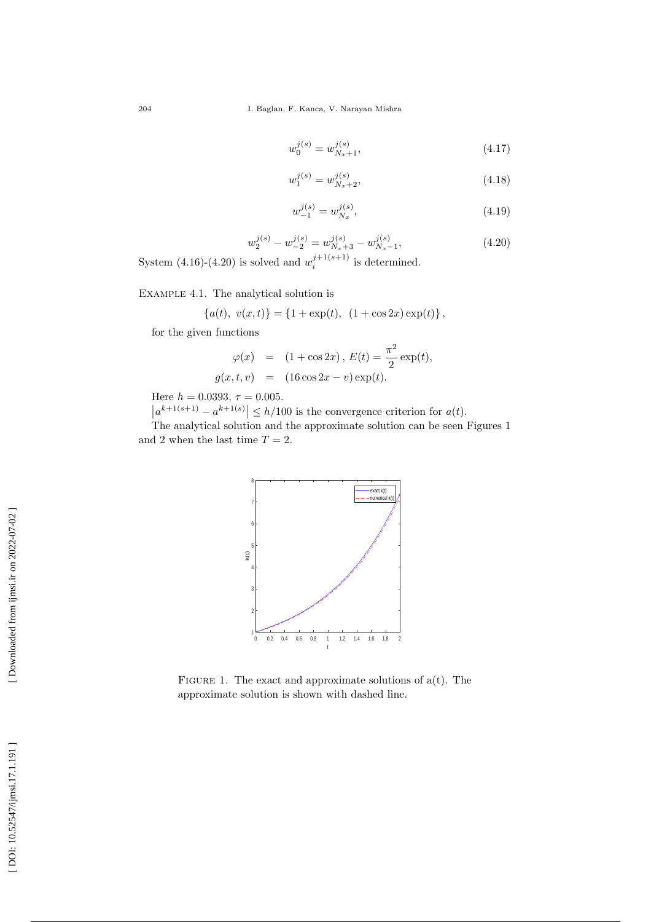$$w_0^{j(s)} = w_{N_x+1}^{j(s)}, \tag{4.17}$$

$$w_1^{j(s)} = w_{N_x+2}^{j(s)}, \tag{4.18}$$

$$w_{-1}^{j(s)} = w_{N_x}^{j(s)}, \tag{4.19}$$

$$w_2^{j(s)} - w_{-2}^{j(s)} = w_{N_x+3}^{j(s)} - w_{N_x-1}^{j(s)}, \tag{4.20}$$

System (4.16)-(4.20) is solved and $w_i^{j+1(s+1)}$ is determined.

Example 4.1. The analytical solution is

$$\{a(t),\ v(x,t)\} = \{1+\exp(t),\ (1+\cos 2x)\exp(t)\},$$

for the given functions

$$\begin{aligned}
\varphi(x) &= (1+\cos 2x),\ E(t) = \frac{\pi^2}{2}\exp(t), \\
g(x,t,v) &= (16\cos 2x - v)\exp(t).
\end{aligned}$$

Here $h = 0.0393$, $\tau = 0.005$.

$\left|a^{k+1(s+1)} - a^{k+1(s)}\right| \leq h/100$ is the convergence criterion for $a(t)$.

The analytical solution and the approximate solution can be seen Figures 1 and 2 when the last time $T = 2$.

Figure 1. The exact and approximate solutions of a(t). The approximate solution is shown with dashed line.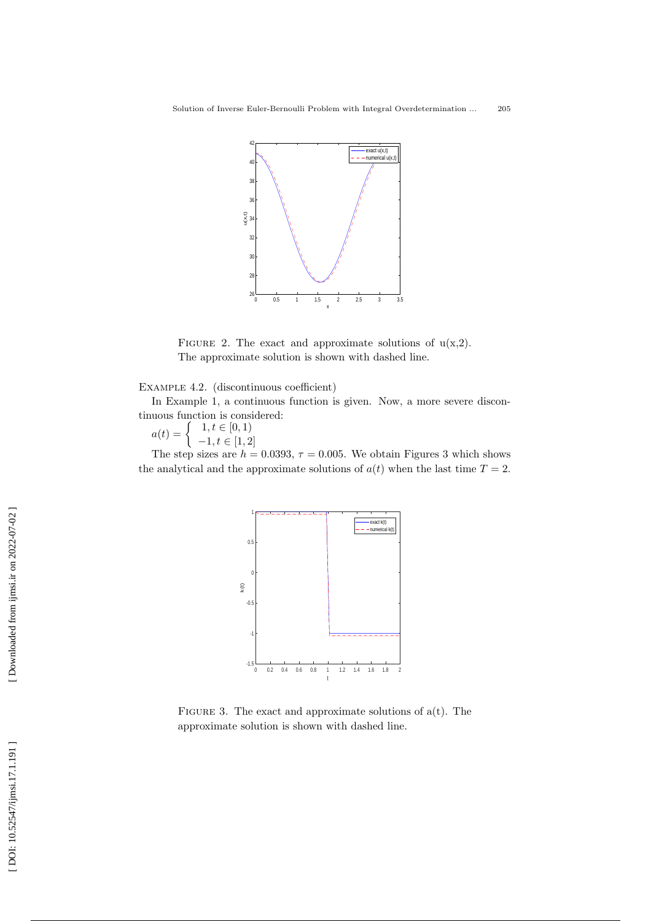FIGURE 2. The exact and approximate solutions of u(x,2). The approximate solution is shown with dashed line.

EXAMPLE 4.2. (discontinuous coefficient)

In Example 1, a continuous function is given. Now, a more severe discontinuous function is considered:

$$a(t) = \begin{cases} 1, t \in [0, 1) \\ -1, t \in [1, 2] \end{cases}$$

The step sizes are $h = 0.0393$, $\tau = 0.005$. We obtain Figures 3 which shows the analytical and the approximate solutions of $a(t)$ when the last time $T = 2$.

FIGURE 3. The exact and approximate solutions of a(t). The approximate solution is shown with dashed line.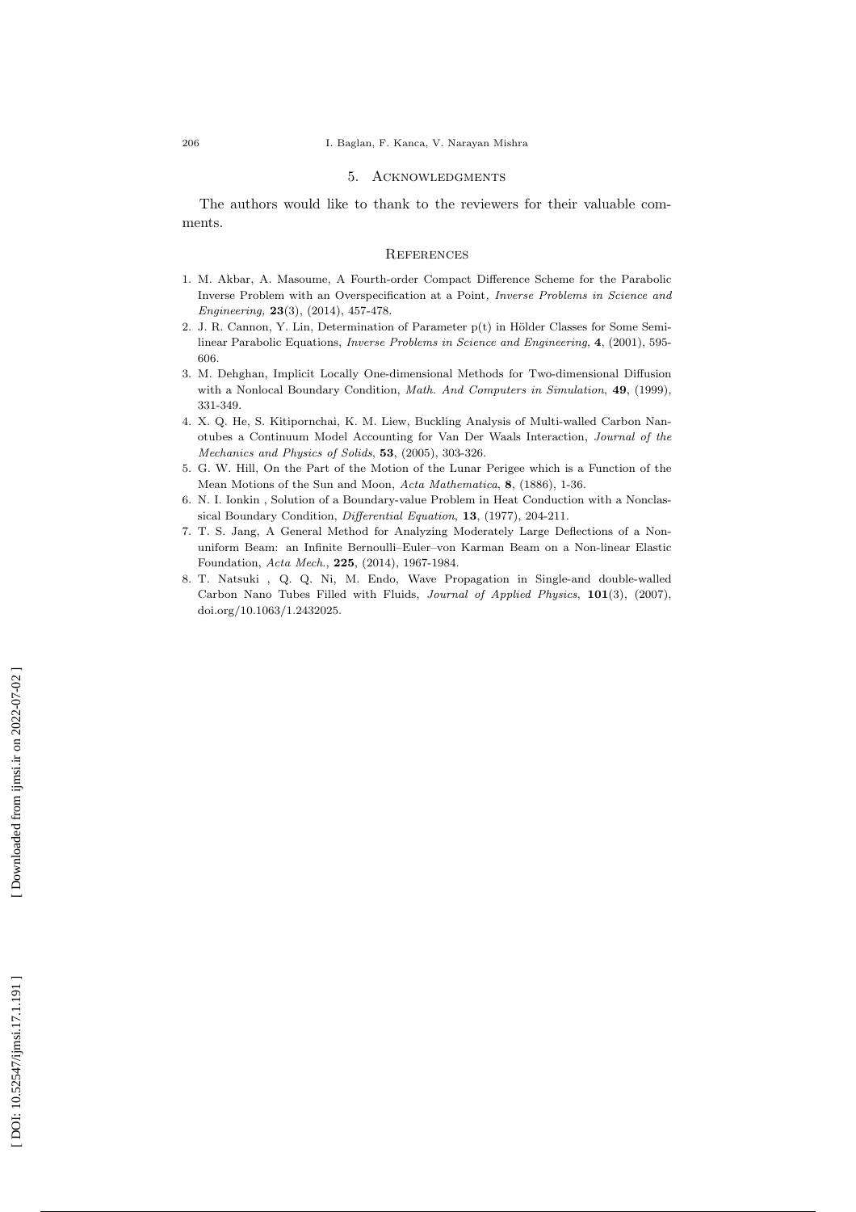## 5. Acknowledgments

The authors would like to thank to the reviewers for their valuable comments.

## References

1. M. Akbar, A. Masoume, A Fourth-order Compact Difference Scheme for the Parabolic Inverse Problem with an Overspecification at a Point, *Inverse Problems in Science and Engineering*, **23**(3), (2014), 457-478.
2. J. R. Cannon, Y. Lin, Determination of Parameter p(t) in Hölder Classes for Some Semilinear Parabolic Equations, *Inverse Problems in Science and Engineering*, **4**, (2001), 595-606.
3. M. Dehghan, Implicit Locally One-dimensional Methods for Two-dimensional Diffusion with a Nonlocal Boundary Condition, *Math. And Computers in Simulation*, **49**, (1999), 331-349.
4. X. Q. He, S. Kitipornchai, K. M. Liew, Buckling Analysis of Multi-walled Carbon Nanotubes a Continuum Model Accounting for Van Der Waals Interaction, *Journal of the Mechanics and Physics of Solids*, **53**, (2005), 303-326.
5. G. W. Hill, On the Part of the Motion of the Lunar Perigee which is a Function of the Mean Motions of the Sun and Moon, *Acta Mathematica*, **8**, (1886), 1-36.
6. N. I. Ionkin , Solution of a Boundary-value Problem in Heat Conduction with a Nonclassical Boundary Condition, *Differential Equation*, **13**, (1977), 204-211.
7. T. S. Jang, A General Method for Analyzing Moderately Large Deflections of a Nonuniform Beam: an Infinite Bernoulli–Euler–von Karman Beam on a Non-linear Elastic Foundation, *Acta Mech.*, **225**, (2014), 1967-1984.
8. T. Natsuki , Q. Q. Ni, M. Endo, Wave Propagation in Single-and double-walled Carbon Nano Tubes Filled with Fluids, *Journal of Applied Physics*, **101**(3), (2007), doi.org/10.1063/1.2432025.